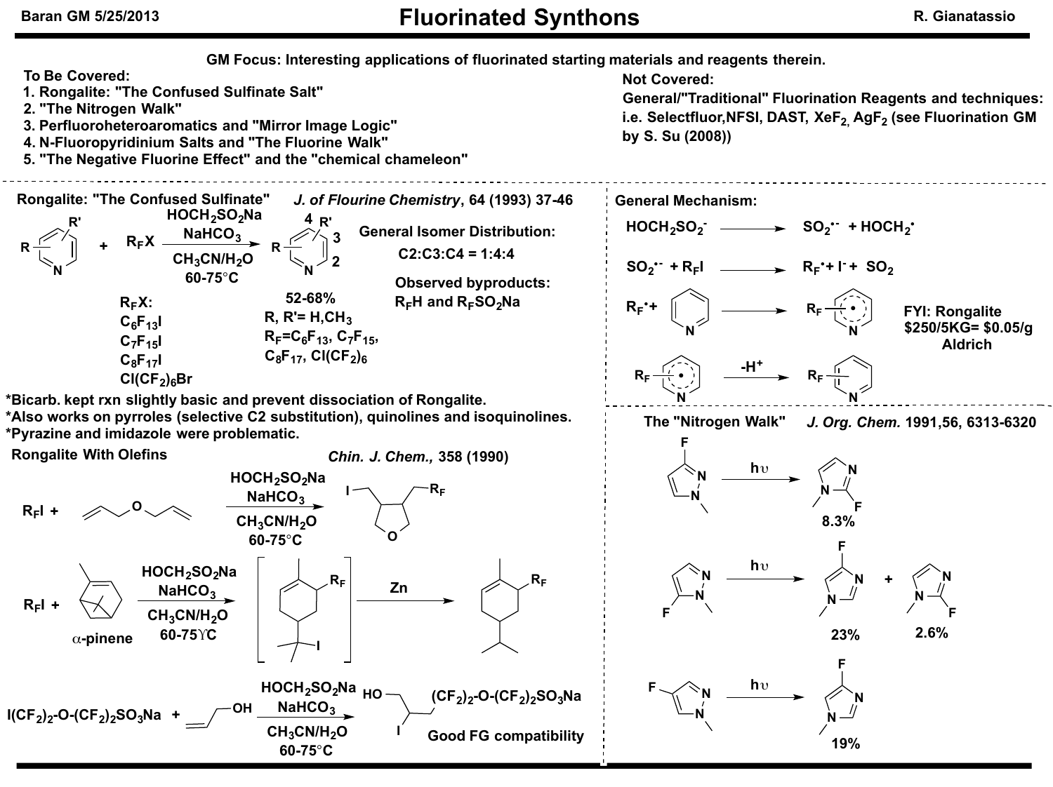# Fluorinated Synthons

R. Gianatassio

**GM Focus: Interesting applications of fluorinated starting materials and reagents therein.**

**To Be Covered:**

1. Rongalite: "The Confused Sulfinate Salt"
2. "The Nitrogen Walk"
3. Perfluoroheteroaromatics and "Mirror Image Logic"
4. N-Fluoropyridinium Salts and "The Fluorine Walk"
5. "The Negative Fluorine Effect" and the "chemical chameleon"

**Not Covered:**

General/"Traditional" Fluorination Reagents and techniques: i.e. Selectfluor, NFSI, DAST, $XeF_2$, $AgF_2$ (see Fluorination GM by S. Su (2008))

## Rongalite: "The Confused Sulfinate"

*J. of Flourine Chemistry*, 64 (1993) 37-46

Pyridine (R, R') + $R_FX$ → ($HOCH_2SO_2Na$, $NaHCO_3$, $CH_3CN/H_2O$, 60-75°C) → $R_F$-pyridine, 52-68%

$R_FX$: $C_6F_{13}I$, $C_7F_{15}I$, $C_8F_{17}I$, $Cl(CF_2)_6Br$

R, R'= H, $CH_3$

$R_F$= $C_6F_{13}$, $C_7F_{15}$, $C_8F_{17}$, $Cl(CF_2)_6$

**General Isomer Distribution:**

C2:C3:C4 = 1:4:4

**Observed byproducts:**

$R_FH$ and $R_FSO_2Na$

*Bicarb. kept rxn slightly basic and prevent dissociation of Rongalite.
*Also works on pyrroles (selective C2 substitution), quinolines and isoquinolines.
*Pyrazine and imidazole were problematic.

### General Mechanism:

$HOCH_2SO_2^-$ → $SO_2^{\bullet-}$ + $HOCH_2^{\bullet}$

$SO_2^{\bullet-}$ + $R_FI$ → $R_F^{\bullet}$ + $I^-$ + $SO_2$

$R_F^{\bullet}$ + pyridine → $R_F$-pyridinyl radical

$R_F$-pyridinyl radical → ($-H^+$) → $R_F$-pyridine

FYI: Rongalite $250/5KG= $0.05/g Aldrich

### Rongalite With Olefins

*Chin. J. Chem.*, 358 (1990)

$R_FI$ + diallyl ether → ($HOCH_2SO_2Na$, $NaHCO_3$, $CH_3CN/H_2O$, 60-75°C) → 3-(iodomethyl)-4-($R_F$-methyl)tetrahydrofuran

$R_FI$ + α-pinene → ($HOCH_2SO_2Na$, $NaHCO_3$, $CH_3CN/H_2O$, 60-75°C) → [ring-opened $R_F$/iodide adduct] → (Zn) → $R_F$-substituted p-menthene

$I(CF_2)_2$-O-$(CF_2)_2SO_3Na$ + allyl alcohol → ($HOCH_2SO_2Na$, $NaHCO_3$, $CH_3CN/H_2O$, 60-75°C) → HO-$CH_2$-CH(I)-$CH_2$-$(CF_2)_2$-O-$(CF_2)_2SO_3Na$

Good FG compatibility

## The "Nitrogen Walk"

*J. Org. Chem.* 1991, 56, 6313-6320

3-fluoro-1-methylpyrazole → (hυ) → 2-fluoro-1-methylimidazole, 8.3%

5-fluoro-1-methylpyrazole → (hυ) → 4-fluoro-1-methylimidazole, 23% + 2-fluoro-1-methylimidazole, 2.6%

4-fluoro-1-methylpyrazole → (hυ) → 4-fluoro-1-methylimidazole, 19%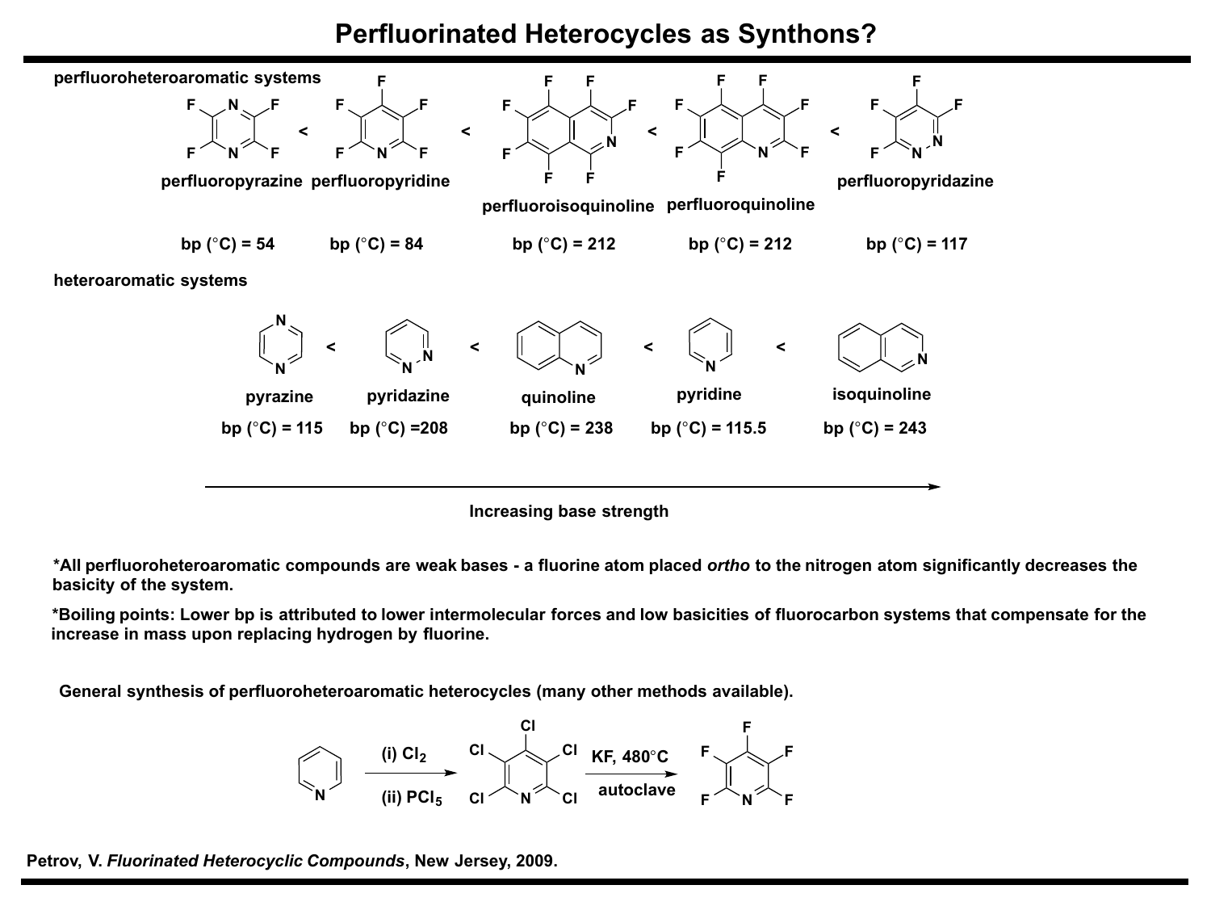# Perfluorinated Heterocycles as Synthons?

**perfluoroheteroaromatic systems**

perfluoropyrazine < perfluoropyridine < perfluoroisoquinoline < perfluoroquinoline < perfluoropyridazine

| perfluoropyrazine | perfluoropyridine | perfluoroisoquinoline | perfluoroquinoline | perfluoropyridazine |
| --- | --- | --- | --- | --- |
| bp (°C) = 54 | bp (°C) = 84 | bp (°C) = 212 | bp (°C) = 212 | bp (°C) = 117 |

**heteroaromatic systems**

pyrazine < pyridazine < quinoline < pyridine < isoquinoline

| pyrazine | pyridazine | quinoline | pyridine | isoquinoline |
| --- | --- | --- | --- | --- |
| bp (°C) = 115 | bp (°C) =208 | bp (°C) = 238 | bp (°C) = 115.5 | bp (°C) = 243 |

**Increasing base strength** →

***All perfluoroheteroaromatic compounds are weak bases - a fluorine atom placed *ortho* to the nitrogen atom significantly decreases the basicity of the system.**

***Boiling points: Lower bp is attributed to lower intermolecular forces and low basicities of fluorocarbon systems that compensate for the increase in mass upon replacing hydrogen by fluorine.**

**General synthesis of perfluoroheteroaromatic heterocycles (many other methods available).**

pyridine → (i) $Cl_2$, (ii) $PCl_5$ → pentachloropyridine → KF, 480°C, autoclave → pentafluoropyridine

**Petrov, V. *Fluorinated Heterocyclic Compounds*, New Jersey, 2009.**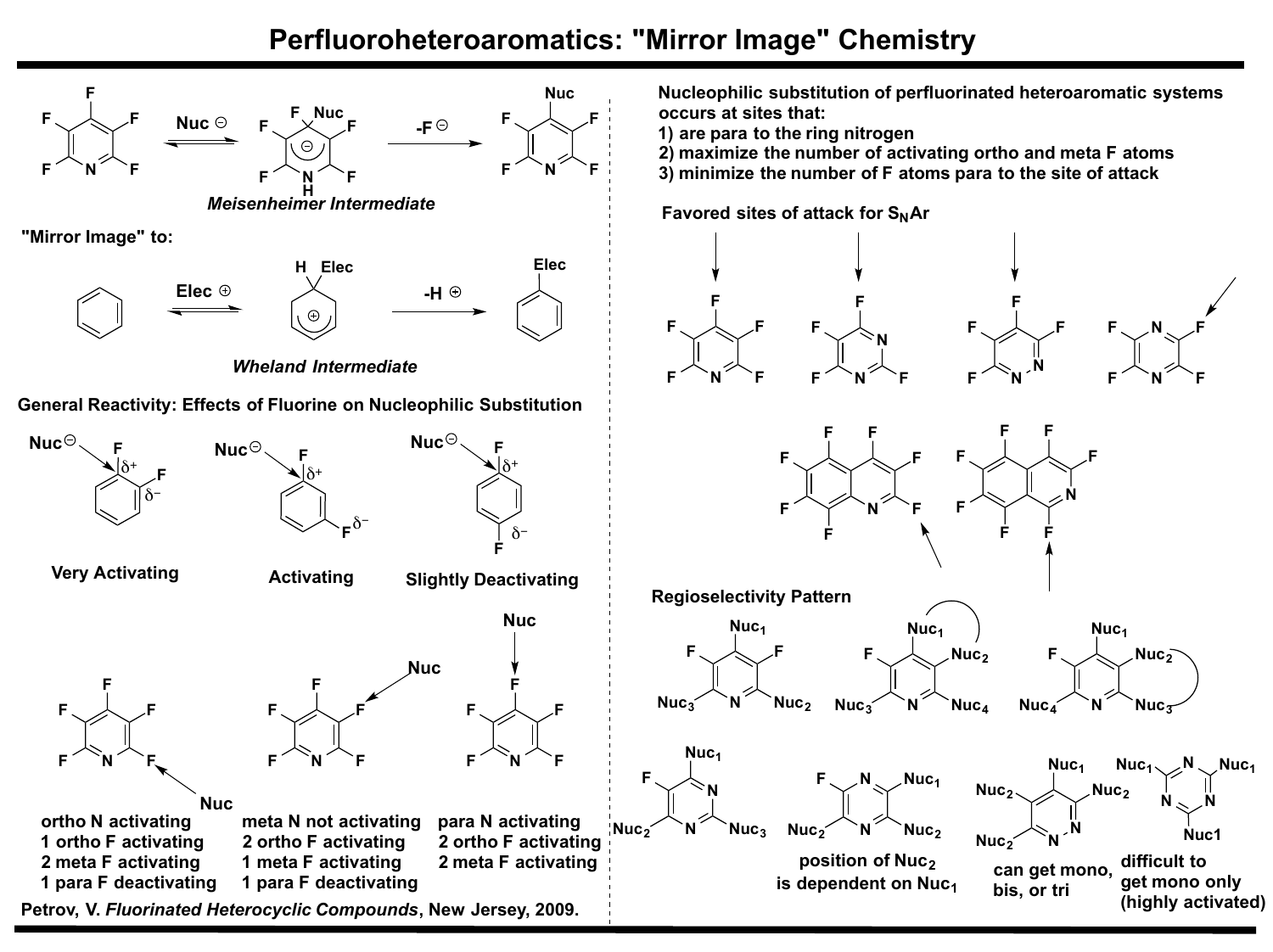# Perfluoroheteroaromatics: "Mirror Image" Chemistry

Nuc⊖ ⇌ *Meisenheimer Intermediate* → $-F^{\ominus}$

"Mirror Image" to:

Elec⊕ ⇌ *Wheland Intermediate* → $-H^{\oplus}$

**General Reactivity: Effects of Fluorine on Nucleophilic Substitution**

**Very Activating** | **Activating** | **Slightly Deactivating**

**ortho N activating**
**1 ortho F activating**
**2 meta F activating**
**1 para F deactivating**

**meta N not activating**
**2 ortho F activating**
**1 meta F activating**
**1 para F deactivating**

**para N activating**
**2 ortho F activating**
**2 meta F activating**

Petrov, V. *Fluorinated Heterocyclic Compounds*, New Jersey, 2009.

**Nucleophilic substitution of perfluorinated heteroaromatic systems occurs at sites that:**

1) **are para to the ring nitrogen**
2) **maximize the number of activating ortho and meta F atoms**
3) **minimize the number of F atoms para to the site of attack**

**Favored sites of attack for $S_NAr$**

**Regioselectivity Pattern**

**position of $Nuc_2$ is dependent on $Nuc_1$**

**can get mono, bis, or tri**

**difficult to get mono only (highly activated)**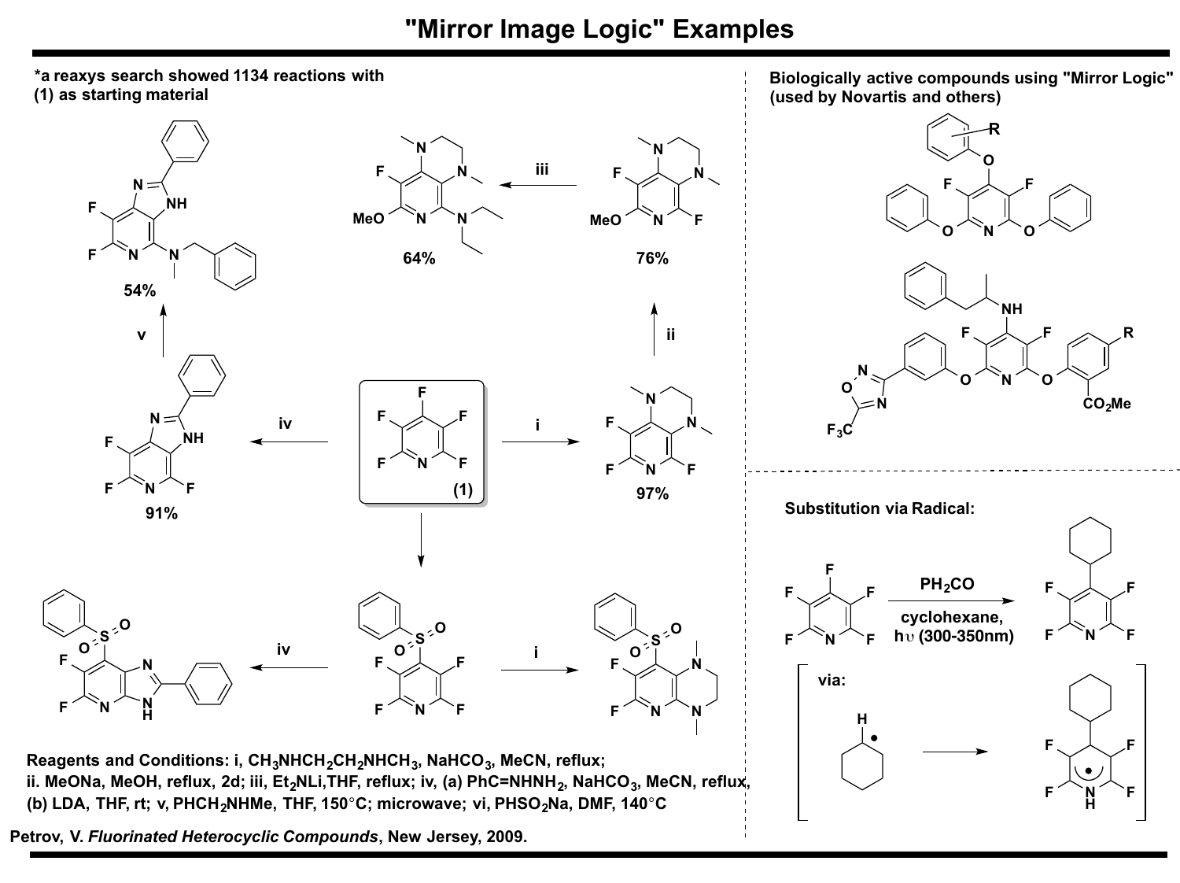# "Mirror Image Logic" Examples

*a reaxys search showed 1134 reactions with (1) as starting material

(1)

54%

64%

76%

91%

97%

Reagents and Conditions: i, $CH_3NHCH_2CH_2NHCH_3$, $NaHCO_3$, MeCN, reflux; ii. MeONa, MeOH, reflux, 2d; iii, $Et_2NLi$,THF, reflux; iv, (a) PhC=NHNH$_2$, $NaHCO_3$, MeCN, reflux, (b) LDA, THF, rt; v, $PHCH_2NHMe$, THF, 150°C; microwave; vi, $PHSO_2Na$, DMF, 140°C

Petrov, V. *Fluorinated Heterocyclic Compounds*, New Jersey, 2009.

**Biologically active compounds using "Mirror Logic" (used by Novartis and others)**

**Substitution via Radical:**

$PH_2CO$

cyclohexane, hυ (300-350nm)

via: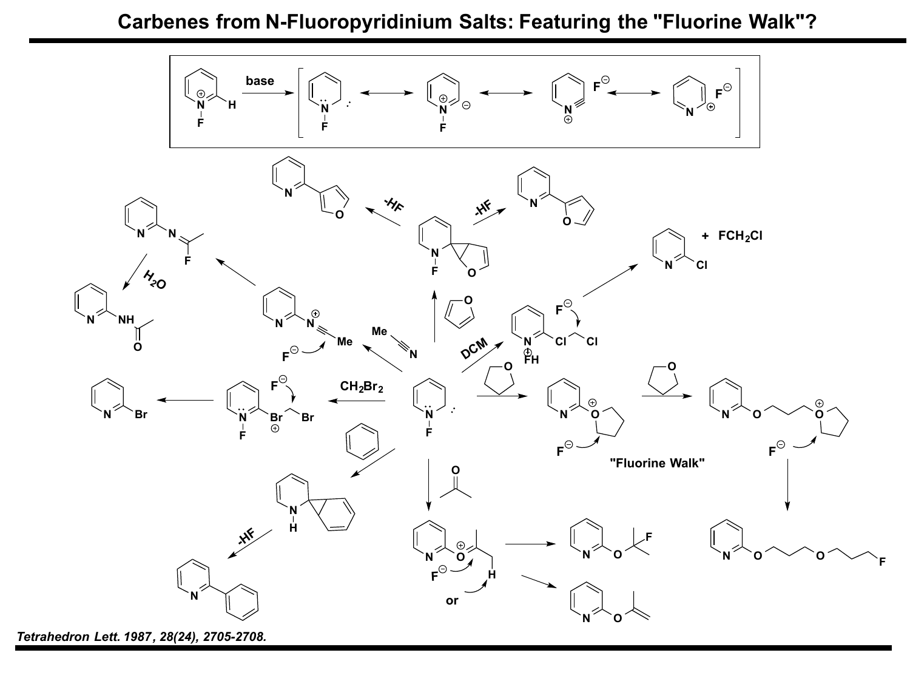# Carbenes from N-Fluoropyridinium Salts: Featuring the "Fluorine Walk"?

*Tetrahedron Lett.* **1987**, *28(24)*, 2705-2708.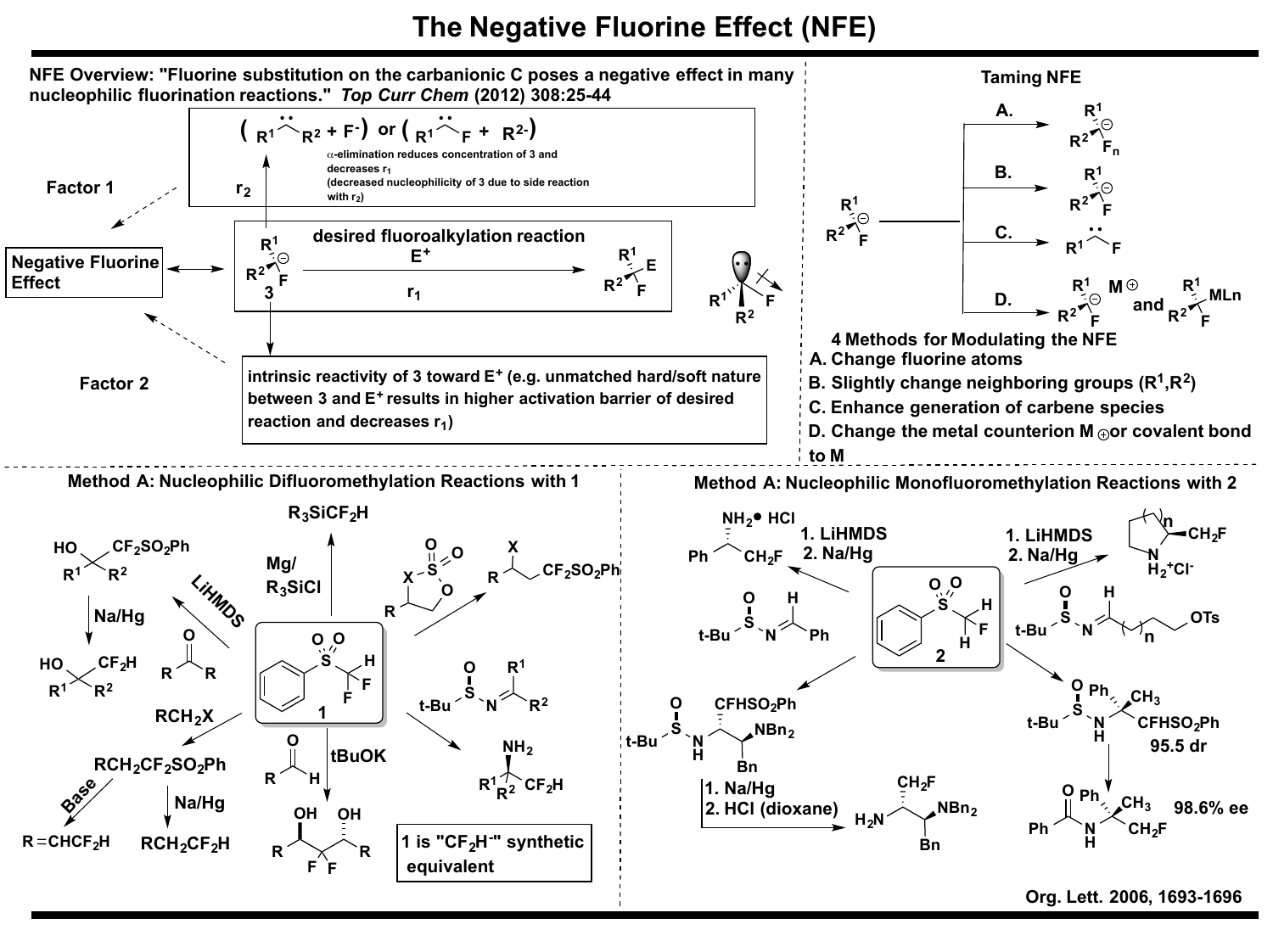# The Negative Fluorine Effect (NFE)

**NFE Overview: "Fluorine substitution on the carbanionic C poses a negative effect in many nucleophilic fluorination reactions."** *Top Curr Chem* **(2012) 308:25-44**

$( R^1\ddot{C}R^2 + F^- )$ or $( R^1\ddot{C}F + R^{2-} )$

α-elimination reduces concentration of 3 and decreases $r_1$ (decreased nucleophilicity of 3 due to side reaction with $r_2$)

Factor 1

$r_2$

Negative Fluorine Effect

desired fluoroalkylation reaction

$E^+$

$r_1$

3

Factor 2

intrinsic reactivity of 3 toward $E^+$ (e.g. unmatched hard/soft nature between 3 and $E^+$ results in higher activation barrier of desired reaction and decreases $r_1$)

## Taming NFE

A. B. C. D.

$M^{\oplus}$ and MLn

**4 Methods for Modulating the NFE**

- **A. Change fluorine atoms**
- **B. Slightly change neighboring groups ($R^1$,$R^2$)**
- **C. Enhance generation of carbene species**
- **D. Change the metal counterion $M^{\oplus}$ or covalent bond to M**

## Method A: Nucleophilic Difluoromethylation Reactions with 1

$R_3SiCF_2H$

Mg/ $R_3SiCl$

LiHMDS

Na/Hg

$RCH_2X$

$RCH_2CF_2SO_2Ph$

Base

$R=CHCF_2H$

Na/Hg

$RCH_2CF_2H$

tBuOK

$CF_2SO_2Ph$

$CF_2H$

**1 is "$CF_2H^-$" synthetic equivalent**

## Method A: Nucleophilic Monofluoromethylation Reactions with 2

$NH_2 \cdot HCl$

1. LiHMDS
2. Na/Hg

$CH_2F$

1. LiHMDS
2. Na/Hg

$H_2^+Cl^-$

OTs

$CFHSO_2Ph$

$NBn_2$

1. Na/Hg
2. HCl (dioxane)

$CH_2F$

$NBn_2$

$CFHSO_2Ph$

95.5 dr

98.6% ee

$CH_2F$

Org. Lett. 2006, 1693-1696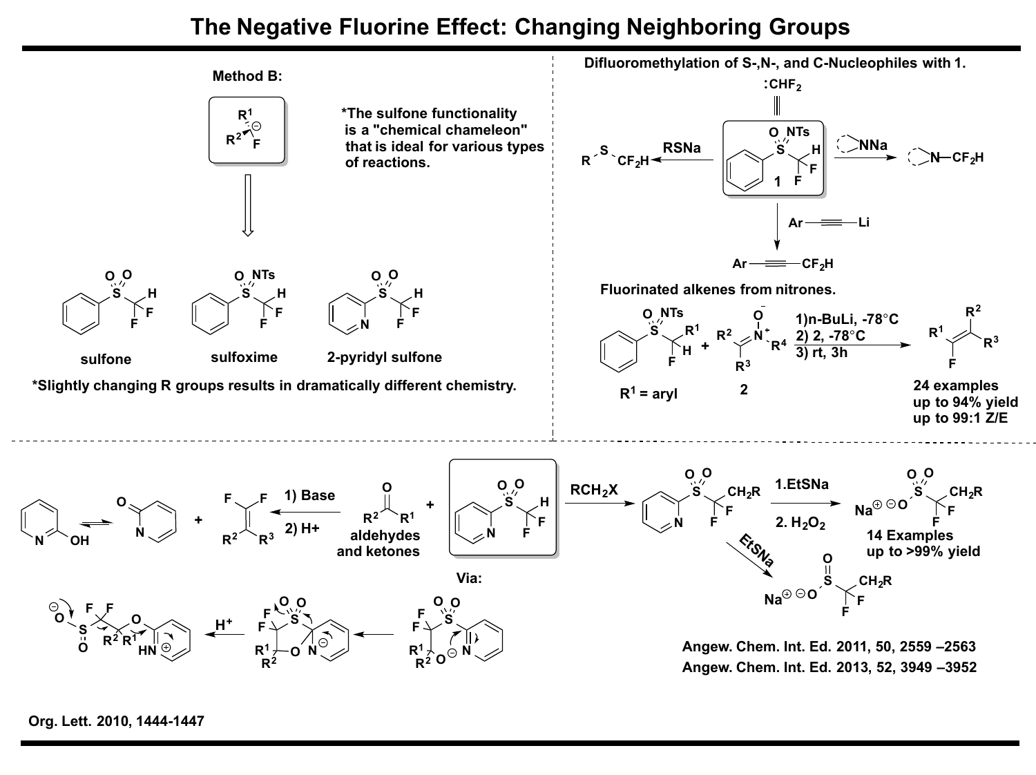# The Negative Fluorine Effect: Changing Neighboring Groups

**Method B:**

$R^1R^2CF^{\ominus}$

*The sulfone functionality is a "chemical chameleon" that is ideal for various types of reactions.

sulfone    sulfoxime    2-pyridyl sulfone

*Slightly changing R groups results in dramatically different chemistry.

**Difluoromethylation of S-,N-, and C-Nucleophiles with 1.**

$:CHF_2$

RSNa → $R-S-CF_2H$

NNa → $N-CF_2H$

Ar—≡—Li → Ar—≡—$CF_2H$

**Fluorinated alkenes from nitrones.**

$R^1$ = aryl    2

1) n-BuLi, -78°C
2) 2, -78°C
3) rt, 3h

24 examples
up to 94% yield
up to 99:1 Z/E

1) Base
2) H+

aldehydes and ketones

$RCH_2X$

1. EtSNa
2. $H_2O_2$

14 Examples
up to >99% yield

EtSNa

Via:

$H^+$

Org. Lett. 2010, 1444-1447

Angew. Chem. Int. Ed. 2011, 50, 2559 –2563

Angew. Chem. Int. Ed. 2013, 52, 3949 –3952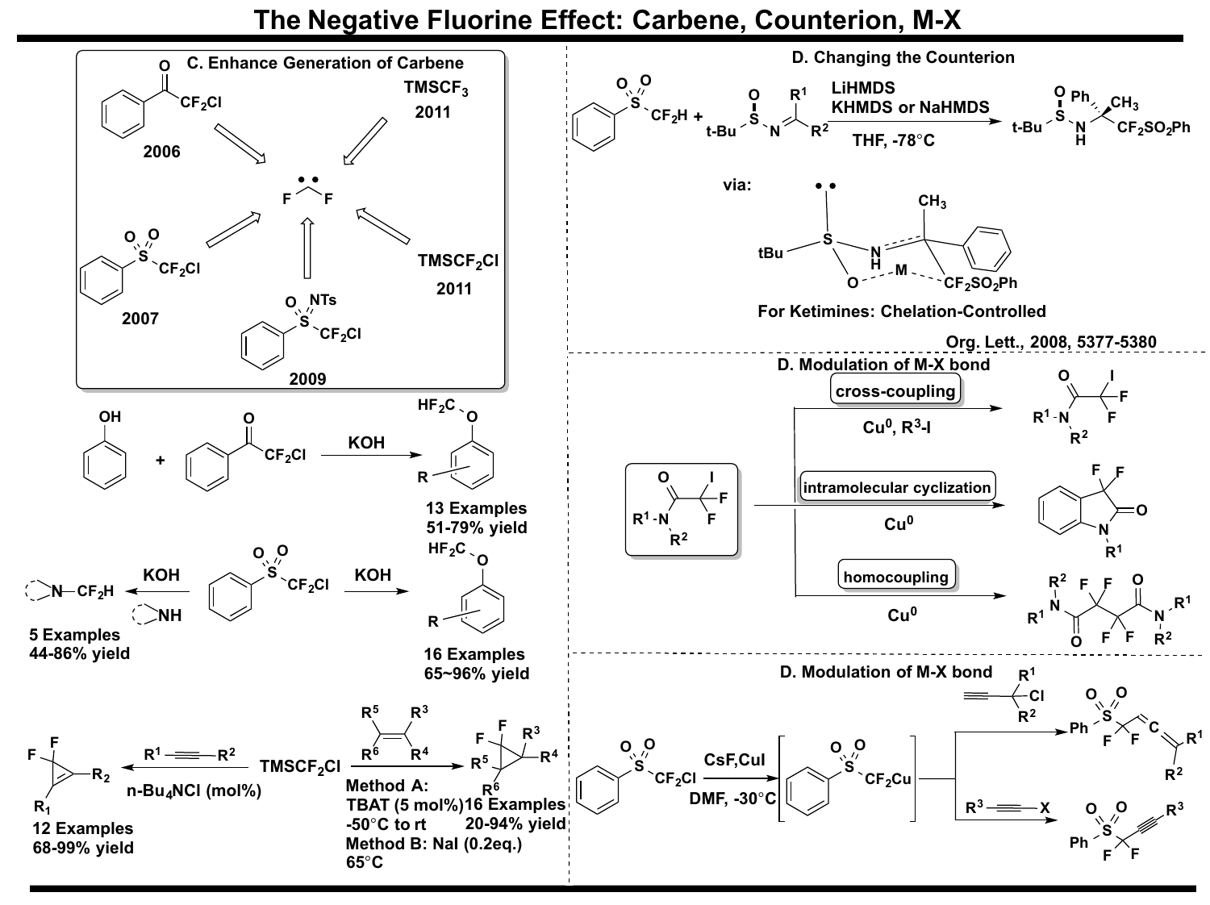# The Negative Fluorine Effect: Carbene, Counterion, M-X

### C. Enhance Generation of Carbene

2006

$TMSCF_3$

2011

2007

$TMSCF_2Cl$

2011

2009

KOH

13 Examples
51-79% yield

KOH

KOH

5 Examples
44-86% yield

16 Examples
65~96% yield

$TMSCF_2Cl$

n-$Bu_4$NCl (mol%)

12 Examples
68-99% yield

Method A:
TBAT (5 mol%)
-50°C to rt
Method B: NaI (0.2eq.)
65°C

16 Examples
20-94% yield

### D. Changing the Counterion

LiHMDS
KHMDS or NaHMDS

THF, -78°C

via:

For Ketimines: Chelation-Controlled

Org. Lett., 2008, 5377-5380

### D. Modulation of M-X bond

cross-coupling

$Cu^0$, $R^3$-I

intramolecular cyclization

$Cu^0$

homocoupling

$Cu^0$

### D. Modulation of M-X bond

CsF,CuI

DMF, -30°C